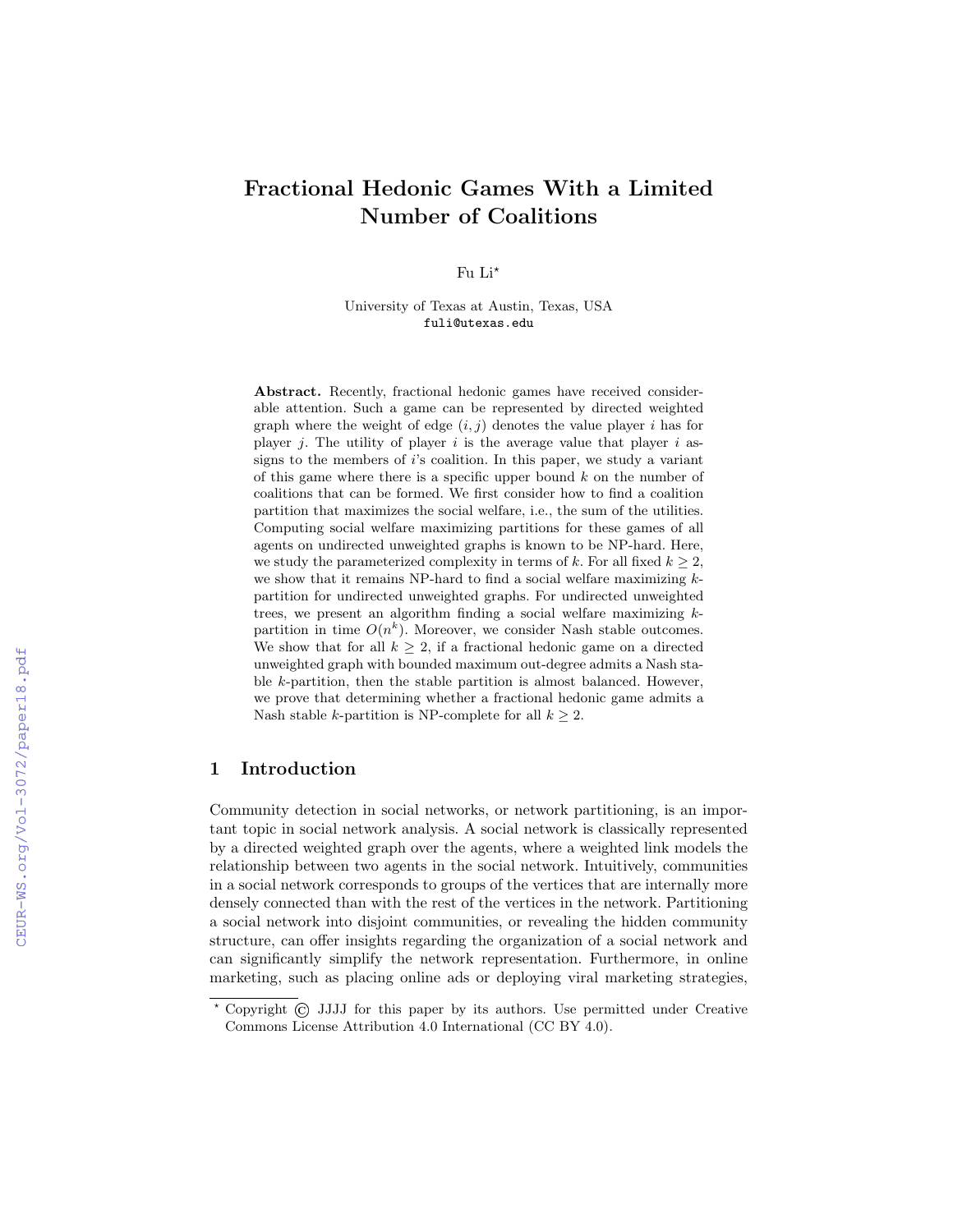# Fractional Hedonic Games With a Limited Number of Coalitions

Fu Li*

University of Texas at Austin, Texas, USA
fuli@utexas.edu

**Abstract.** Recently, fractional hedonic games have received considerable attention. Such a game can be represented by directed weighted graph where the weight of edge $(i, j)$ denotes the value player $i$ has for player $j$. The utility of player $i$ is the average value that player $i$ assigns to the members of $i$'s coalition. In this paper, we study a variant of this game where there is a specific upper bound $k$ on the number of coalitions that can be formed. We first consider how to find a coalition partition that maximizes the social welfare, i.e., the sum of the utilities. Computing social welfare maximizing partitions for these games of all agents on undirected unweighted graphs is known to be NP-hard. Here, we study the parameterized complexity in terms of $k$. For all fixed $k \geq 2$, we show that it remains NP-hard to find a social welfare maximizing $k$-partition for undirected unweighted graphs. For undirected unweighted trees, we present an algorithm finding a social welfare maximizing $k$-partition in time $O(n^k)$. Moreover, we consider Nash stable outcomes. We show that for all $k \geq 2$, if a fractional hedonic game on a directed unweighted graph with bounded maximum out-degree admits a Nash stable $k$-partition, then the stable partition is almost balanced. However, we prove that determining whether a fractional hedonic game admits a Nash stable $k$-partition is NP-complete for all $k \geq 2$.

## 1 Introduction

Community detection in social networks, or network partitioning, is an important topic in social network analysis. A social network is classically represented by a directed weighted graph over the agents, where a weighted link models the relationship between two agents in the social network. Intuitively, communities in a social network corresponds to groups of the vertices that are internally more densely connected than with the rest of the vertices in the network. Partitioning a social network into disjoint communities, or revealing the hidden community structure, can offer insights regarding the organization of a social network and can significantly simplify the network representation. Furthermore, in online marketing, such as placing online ads or deploying viral marketing strategies,

---

* Copyright © JJJJ for this paper by its authors. Use permitted under Creative Commons License Attribution 4.0 International (CC BY 4.0).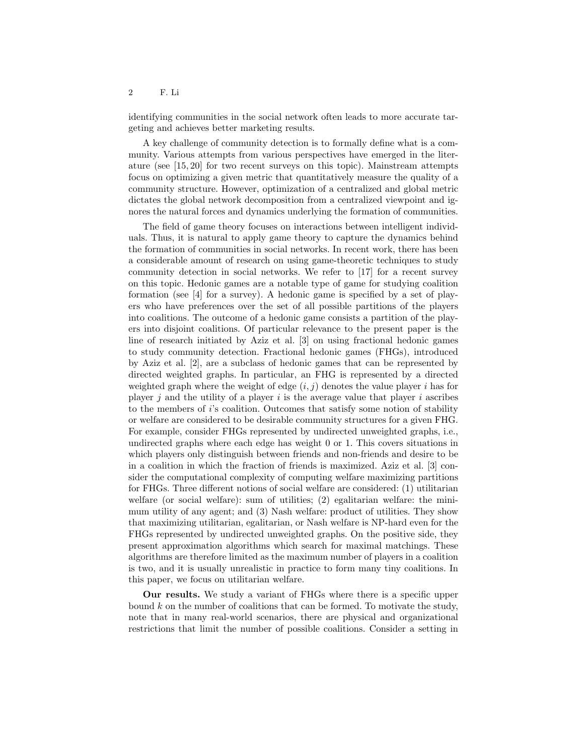identifying communities in the social network often leads to more accurate targeting and achieves better marketing results.

A key challenge of community detection is to formally define what is a community. Various attempts from various perspectives have emerged in the literature (see [15, 20] for two recent surveys on this topic). Mainstream attempts focus on optimizing a given metric that quantitatively measure the quality of a community structure. However, optimization of a centralized and global metric dictates the global network decomposition from a centralized viewpoint and ignores the natural forces and dynamics underlying the formation of communities.

The field of game theory focuses on interactions between intelligent individuals. Thus, it is natural to apply game theory to capture the dynamics behind the formation of communities in social networks. In recent work, there has been a considerable amount of research on using game-theoretic techniques to study community detection in social networks. We refer to [17] for a recent survey on this topic. Hedonic games are a notable type of game for studying coalition formation (see [4] for a survey). A hedonic game is specified by a set of players who have preferences over the set of all possible partitions of the players into coalitions. The outcome of a hedonic game consists a partition of the players into disjoint coalitions. Of particular relevance to the present paper is the line of research initiated by Aziz et al. [3] on using fractional hedonic games to study community detection. Fractional hedonic games (FHGs), introduced by Aziz et al. [2], are a subclass of hedonic games that can be represented by directed weighted graphs. In particular, an FHG is represented by a directed weighted graph where the weight of edge $(i, j)$ denotes the value player $i$ has for player $j$ and the utility of a player $i$ is the average value that player $i$ ascribes to the members of $i$'s coalition. Outcomes that satisfy some notion of stability or welfare are considered to be desirable community structures for a given FHG. For example, consider FHGs represented by undirected unweighted graphs, i.e., undirected graphs where each edge has weight 0 or 1. This covers situations in which players only distinguish between friends and non-friends and desire to be in a coalition in which the fraction of friends is maximized. Aziz et al. [3] consider the computational complexity of computing welfare maximizing partitions for FHGs. Three different notions of social welfare are considered: (1) utilitarian welfare (or social welfare): sum of utilities; (2) egalitarian welfare: the minimum utility of any agent; and (3) Nash welfare: product of utilities. They show that maximizing utilitarian, egalitarian, or Nash welfare is NP-hard even for the FHGs represented by undirected unweighted graphs. On the positive side, they present approximation algorithms which search for maximal matchings. These algorithms are therefore limited as the maximum number of players in a coalition is two, and it is usually unrealistic in practice to form many tiny coalitions. In this paper, we focus on utilitarian welfare.

**Our results.** We study a variant of FHGs where there is a specific upper bound $k$ on the number of coalitions that can be formed. To motivate the study, note that in many real-world scenarios, there are physical and organizational restrictions that limit the number of possible coalitions. Consider a setting in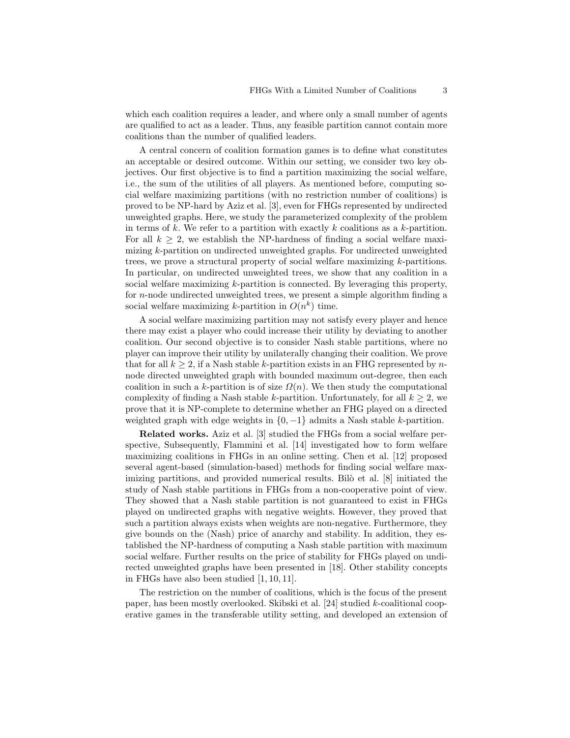which each coalition requires a leader, and where only a small number of agents are qualified to act as a leader. Thus, any feasible partition cannot contain more coalitions than the number of qualified leaders.

A central concern of coalition formation games is to define what constitutes an acceptable or desired outcome. Within our setting, we consider two key objectives. Our first objective is to find a partition maximizing the social welfare, i.e., the sum of the utilities of all players. As mentioned before, computing social welfare maximizing partitions (with no restriction number of coalitions) is proved to be NP-hard by Aziz et al. [3], even for FHGs represented by undirected unweighted graphs. Here, we study the parameterized complexity of the problem in terms of $k$. We refer to a partition with exactly $k$ coalitions as a $k$-partition. For all $k \geq 2$, we establish the NP-hardness of finding a social welfare maximizing $k$-partition on undirected unweighted graphs. For undirected unweighted trees, we prove a structural property of social welfare maximizing $k$-partitions. In particular, on undirected unweighted trees, we show that any coalition in a social welfare maximizing $k$-partition is connected. By leveraging this property, for $n$-node undirected unweighted trees, we present a simple algorithm finding a social welfare maximizing $k$-partition in $O(n^k)$ time.

A social welfare maximizing partition may not satisfy every player and hence there may exist a player who could increase their utility by deviating to another coalition. Our second objective is to consider Nash stable partitions, where no player can improve their utility by unilaterally changing their coalition. We prove that for all $k \geq 2$, if a Nash stable $k$-partition exists in an FHG represented by $n$-node directed unweighted graph with bounded maximum out-degree, then each coalition in such a $k$-partition is of size $\Omega(n)$. We then study the computational complexity of finding a Nash stable $k$-partition. Unfortunately, for all $k \geq 2$, we prove that it is NP-complete to determine whether an FHG played on a directed weighted graph with edge weights in $\{0, -1\}$ admits a Nash stable $k$-partition.

**Related works.** Aziz et al. [3] studied the FHGs from a social welfare perspective, Subsequently, Flammini et al. [14] investigated how to form welfare maximizing coalitions in FHGs in an online setting. Chen et al. [12] proposed several agent-based (simulation-based) methods for finding social welfare maximizing partitions, and provided numerical results. Bilò et al. [8] initiated the study of Nash stable partitions in FHGs from a non-cooperative point of view. They showed that a Nash stable partition is not guaranteed to exist in FHGs played on undirected graphs with negative weights. However, they proved that such a partition always exists when weights are non-negative. Furthermore, they give bounds on the (Nash) price of anarchy and stability. In addition, they established the NP-hardness of computing a Nash stable partition with maximum social welfare. Further results on the price of stability for FHGs played on undirected unweighted graphs have been presented in [18]. Other stability concepts in FHGs have also been studied [1, 10, 11].

The restriction on the number of coalitions, which is the focus of the present paper, has been mostly overlooked. Skibski et al. [24] studied $k$-coalitional cooperative games in the transferable utility setting, and developed an extension of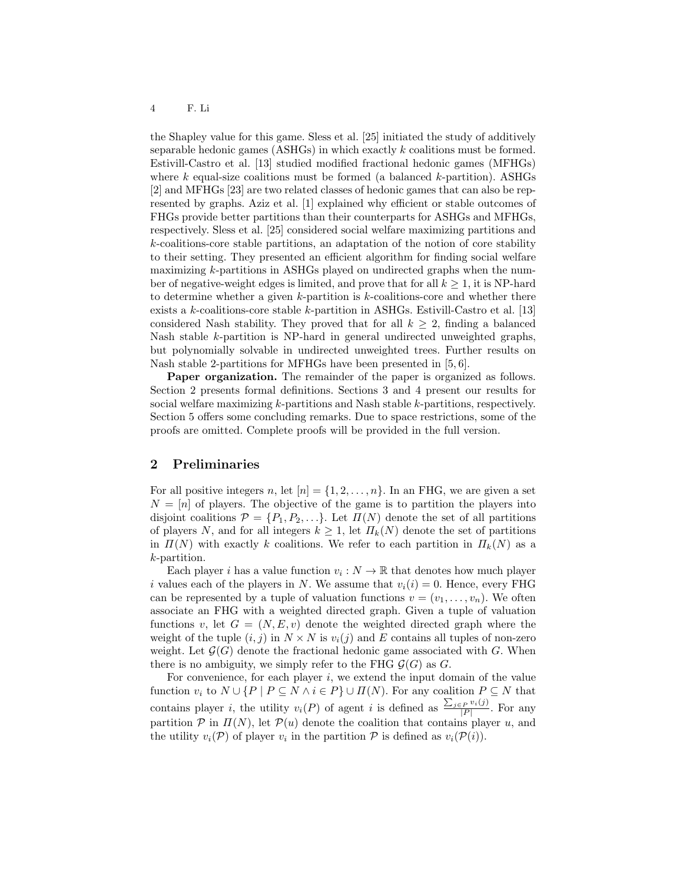the Shapley value for this game. Sless et al. [25] initiated the study of additively separable hedonic games (ASHGs) in which exactly $k$ coalitions must be formed. Estivill-Castro et al. [13] studied modified fractional hedonic games (MFHGs) where $k$ equal-size coalitions must be formed (a balanced $k$-partition). ASHGs [2] and MFHGs [23] are two related classes of hedonic games that can also be represented by graphs. Aziz et al. [1] explained why efficient or stable outcomes of FHGs provide better partitions than their counterparts for ASHGs and MFHGs, respectively. Sless et al. [25] considered social welfare maximizing partitions and $k$-coalitions-core stable partitions, an adaptation of the notion of core stability to their setting. They presented an efficient algorithm for finding social welfare maximizing $k$-partitions in ASHGs played on undirected graphs when the number of negative-weight edges is limited, and prove that for all $k \geq 1$, it is NP-hard to determine whether a given $k$-partition is $k$-coalitions-core and whether there exists a $k$-coalitions-core stable $k$-partition in ASHGs. Estivill-Castro et al. [13] considered Nash stability. They proved that for all $k \geq 2$, finding a balanced Nash stable $k$-partition is NP-hard in general undirected unweighted graphs, but polynomially solvable in undirected unweighted trees. Further results on Nash stable 2-partitions for MFHGs have been presented in [5, 6].

**Paper organization.** The remainder of the paper is organized as follows. Section 2 presents formal definitions. Sections 3 and 4 present our results for social welfare maximizing $k$-partitions and Nash stable $k$-partitions, respectively. Section 5 offers some concluding remarks. Due to space restrictions, some of the proofs are omitted. Complete proofs will be provided in the full version.

## 2 Preliminaries

For all positive integers $n$, let $[n] = \{1, 2, \ldots, n\}$. In an FHG, we are given a set $N = [n]$ of players. The objective of the game is to partition the players into disjoint coalitions $\mathcal{P} = \{P_1, P_2, \ldots\}$. Let $\Pi(N)$ denote the set of all partitions of players $N$, and for all integers $k \geq 1$, let $\Pi_k(N)$ denote the set of partitions in $\Pi(N)$ with exactly $k$ coalitions. We refer to each partition in $\Pi_k(N)$ as a $k$-partition.

Each player $i$ has a value function $v_i : N \to \mathbb{R}$ that denotes how much player $i$ values each of the players in $N$. We assume that $v_i(i) = 0$. Hence, every FHG can be represented by a tuple of valuation functions $v = (v_1, \ldots, v_n)$. We often associate an FHG with a weighted directed graph. Given a tuple of valuation functions $v$, let $G = (N, E, v)$ denote the weighted directed graph where the weight of the tuple $(i, j)$ in $N \times N$ is $v_i(j)$ and $E$ contains all tuples of non-zero weight. Let $\mathcal{G}(G)$ denote the fractional hedonic game associated with $G$. When there is no ambiguity, we simply refer to the FHG $\mathcal{G}(G)$ as $G$.

For convenience, for each player $i$, we extend the input domain of the value function $v_i$ to $N \cup \{P \mid P \subseteq N \wedge i \in P\} \cup \Pi(N)$. For any coalition $P \subseteq N$ that contains player $i$, the utility $v_i(P)$ of agent $i$ is defined as $\frac{\sum_{j \in P} v_i(j)}{|P|}$. For any partition $\mathcal{P}$ in $\Pi(N)$, let $\mathcal{P}(u)$ denote the coalition that contains player $u$, and the utility $v_i(\mathcal{P})$ of player $v_i$ in the partition $\mathcal{P}$ is defined as $v_i(\mathcal{P}(i))$.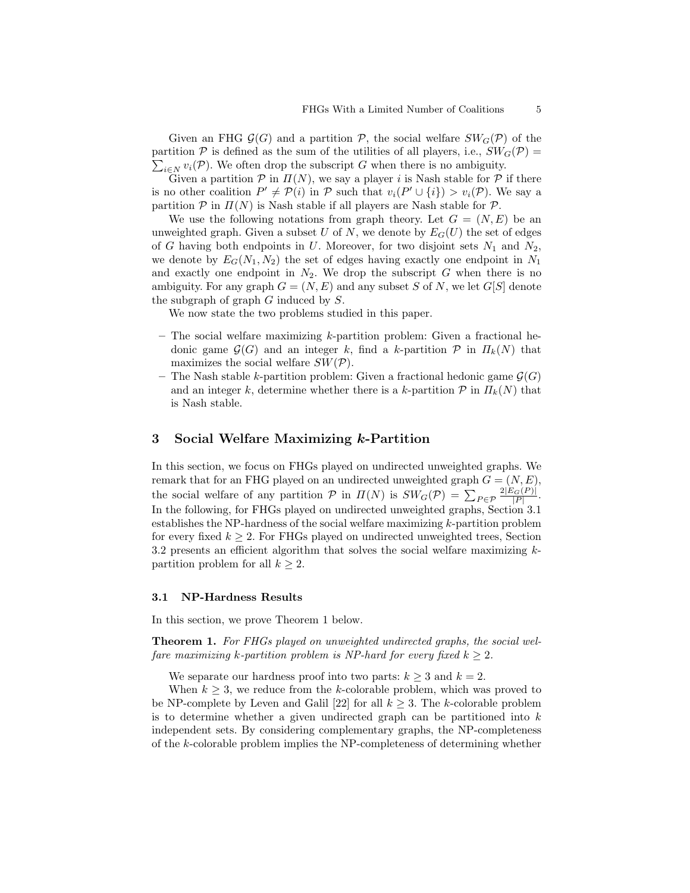Given an FHG $\mathcal{G}(G)$ and a partition $\mathcal{P}$, the social welfare $SW_G(\mathcal{P})$ of the partition $\mathcal{P}$ is defined as the sum of the utilities of all players, i.e., $SW_G(\mathcal{P}) = \sum_{i \in N} v_i(\mathcal{P})$. We often drop the subscript $G$ when there is no ambiguity.

Given a partition $\mathcal{P}$ in $\Pi(N)$, we say a player $i$ is Nash stable for $\mathcal{P}$ if there is no other coalition $P' \neq \mathcal{P}(i)$ in $\mathcal{P}$ such that $v_i(P' \cup \{i\}) > v_i(\mathcal{P})$. We say a partition $\mathcal{P}$ in $\Pi(N)$ is Nash stable if all players are Nash stable for $\mathcal{P}$.

We use the following notations from graph theory. Let $G = (N, E)$ be an unweighted graph. Given a subset $U$ of $N$, we denote by $E_G(U)$ the set of edges of $G$ having both endpoints in $U$. Moreover, for two disjoint sets $N_1$ and $N_2$, we denote by $E_G(N_1, N_2)$ the set of edges having exactly one endpoint in $N_1$ and exactly one endpoint in $N_2$. We drop the subscript $G$ when there is no ambiguity. For any graph $G = (N, E)$ and any subset $S$ of $N$, we let $G[S]$ denote the subgraph of graph $G$ induced by $S$.

We now state the two problems studied in this paper.

- The social welfare maximizing $k$-partition problem: Given a fractional hedonic game $\mathcal{G}(G)$ and an integer $k$, find a $k$-partition $\mathcal{P}$ in $\Pi_k(N)$ that maximizes the social welfare $SW(\mathcal{P})$.
- The Nash stable $k$-partition problem: Given a fractional hedonic game $\mathcal{G}(G)$ and an integer $k$, determine whether there is a $k$-partition $\mathcal{P}$ in $\Pi_k(N)$ that is Nash stable.

## 3 Social Welfare Maximizing $k$-Partition

In this section, we focus on FHGs played on undirected unweighted graphs. We remark that for an FHG played on an undirected unweighted graph $G = (N, E)$, the social welfare of any partition $\mathcal{P}$ in $\Pi(N)$ is $SW_G(\mathcal{P}) = \sum_{P \in \mathcal{P}} \frac{2|E_G(P)|}{|P|}$. In the following, for FHGs played on undirected unweighted graphs, Section 3.1 establishes the NP-hardness of the social welfare maximizing $k$-partition problem for every fixed $k \geq 2$. For FHGs played on undirected unweighted trees, Section 3.2 presents an efficient algorithm that solves the social welfare maximizing $k$-partition problem for all $k \geq 2$.

### 3.1 NP-Hardness Results

In this section, we prove Theorem 1 below.

**Theorem 1.** *For FHGs played on unweighted undirected graphs, the social welfare maximizing $k$-partition problem is NP-hard for every fixed $k \geq 2$.*

We separate our hardness proof into two parts: $k \geq 3$ and $k = 2$.

When $k \geq 3$, we reduce from the $k$-colorable problem, which was proved to be NP-complete by Leven and Galil [22] for all $k \geq 3$. The $k$-colorable problem is to determine whether a given undirected graph can be partitioned into $k$ independent sets. By considering complementary graphs, the NP-completeness of the $k$-colorable problem implies the NP-completeness of determining whether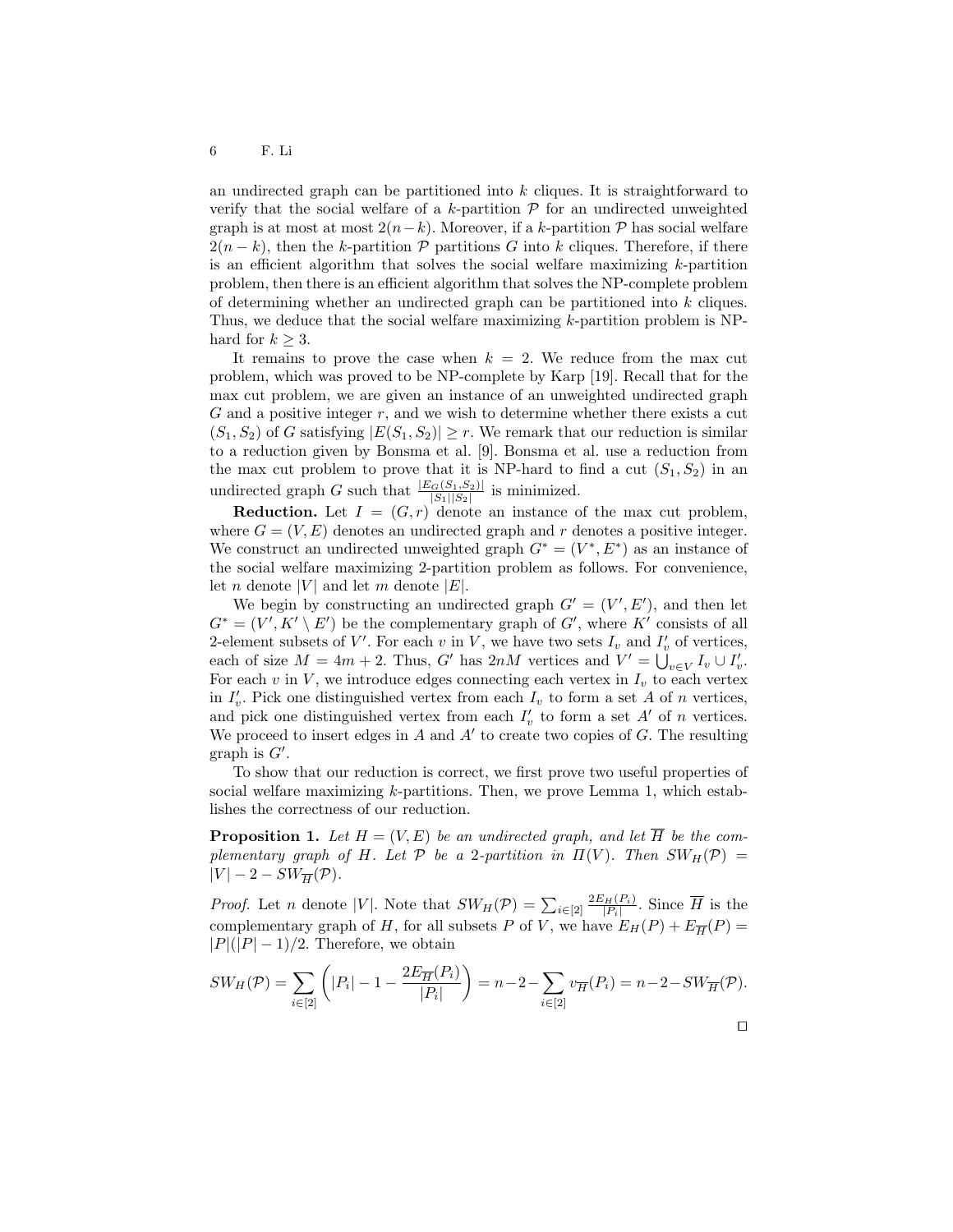an undirected graph can be partitioned into $k$ cliques. It is straightforward to verify that the social welfare of a $k$-partition $\mathcal{P}$ for an undirected unweighted graph is at most at most $2(n-k)$. Moreover, if a $k$-partition $\mathcal{P}$ has social welfare $2(n-k)$, then the $k$-partition $\mathcal{P}$ partitions $G$ into $k$ cliques. Therefore, if there is an efficient algorithm that solves the social welfare maximizing $k$-partition problem, then there is an efficient algorithm that solves the NP-complete problem of determining whether an undirected graph can be partitioned into $k$ cliques. Thus, we deduce that the social welfare maximizing $k$-partition problem is NP-hard for $k \geq 3$.

It remains to prove the case when $k = 2$. We reduce from the max cut problem, which was proved to be NP-complete by Karp [19]. Recall that for the max cut problem, we are given an instance of an unweighted undirected graph $G$ and a positive integer $r$, and we wish to determine whether there exists a cut $(S_1, S_2)$ of $G$ satisfying $|E(S_1, S_2)| \geq r$. We remark that our reduction is similar to a reduction given by Bonsma et al. [9]. Bonsma et al. use a reduction from the max cut problem to prove that it is NP-hard to find a cut $(S_1, S_2)$ in an undirected graph $G$ such that $\frac{|E_G(S_1,S_2)|}{|S_1||S_2|}$ is minimized.

**Reduction.** Let $I = (G, r)$ denote an instance of the max cut problem, where $G = (V, E)$ denotes an undirected graph and $r$ denotes a positive integer. We construct an undirected unweighted graph $G^* = (V^*, E^*)$ as an instance of the social welfare maximizing 2-partition problem as follows. For convenience, let $n$ denote $|V|$ and let $m$ denote $|E|$.

We begin by constructing an undirected graph $G' = (V', E')$, and then let $G^* = (V', K' \setminus E')$ be the complementary graph of $G'$, where $K'$ consists of all 2-element subsets of $V'$. For each $v$ in $V$, we have two sets $I_v$ and $I'_v$ of vertices, each of size $M = 4m + 2$. Thus, $G'$ has $2nM$ vertices and $V' = \bigcup_{v \in V} I_v \cup I'_v$. For each $v$ in $V$, we introduce edges connecting each vertex in $I_v$ to each vertex in $I'_v$. Pick one distinguished vertex from each $I_v$ to form a set $A$ of $n$ vertices, and pick one distinguished vertex from each $I'_v$ to form a set $A'$ of $n$ vertices. We proceed to insert edges in $A$ and $A'$ to create two copies of $G$. The resulting graph is $G'$.

To show that our reduction is correct, we first prove two useful properties of social welfare maximizing $k$-partitions. Then, we prove Lemma 1, which establishes the correctness of our reduction.

**Proposition 1.** *Let $H = (V, E)$ be an undirected graph, and let $\overline{H}$ be the complementary graph of $H$. Let $\mathcal{P}$ be a 2-partition in $\Pi(V)$. Then $SW_H(\mathcal{P}) = |V| - 2 - SW_{\overline{H}}(\mathcal{P})$.*

*Proof.* Let $n$ denote $|V|$. Note that $SW_H(\mathcal{P}) = \sum_{i \in [2]} \frac{2E_H(P_i)}{|P_i|}$. Since $\overline{H}$ is the complementary graph of $H$, for all subsets $P$ of $V$, we have $E_H(P) + E_{\overline{H}}(P) = |P|(|P|-1)/2$. Therefore, we obtain

$$SW_H(\mathcal{P}) = \sum_{i \in [2]} \left( |P_i| - 1 - \frac{2E_{\overline{H}}(P_i)}{|P_i|} \right) = n - 2 - \sum_{i \in [2]} v_{\overline{H}}(P_i) = n - 2 - SW_{\overline{H}}(\mathcal{P}).$$

□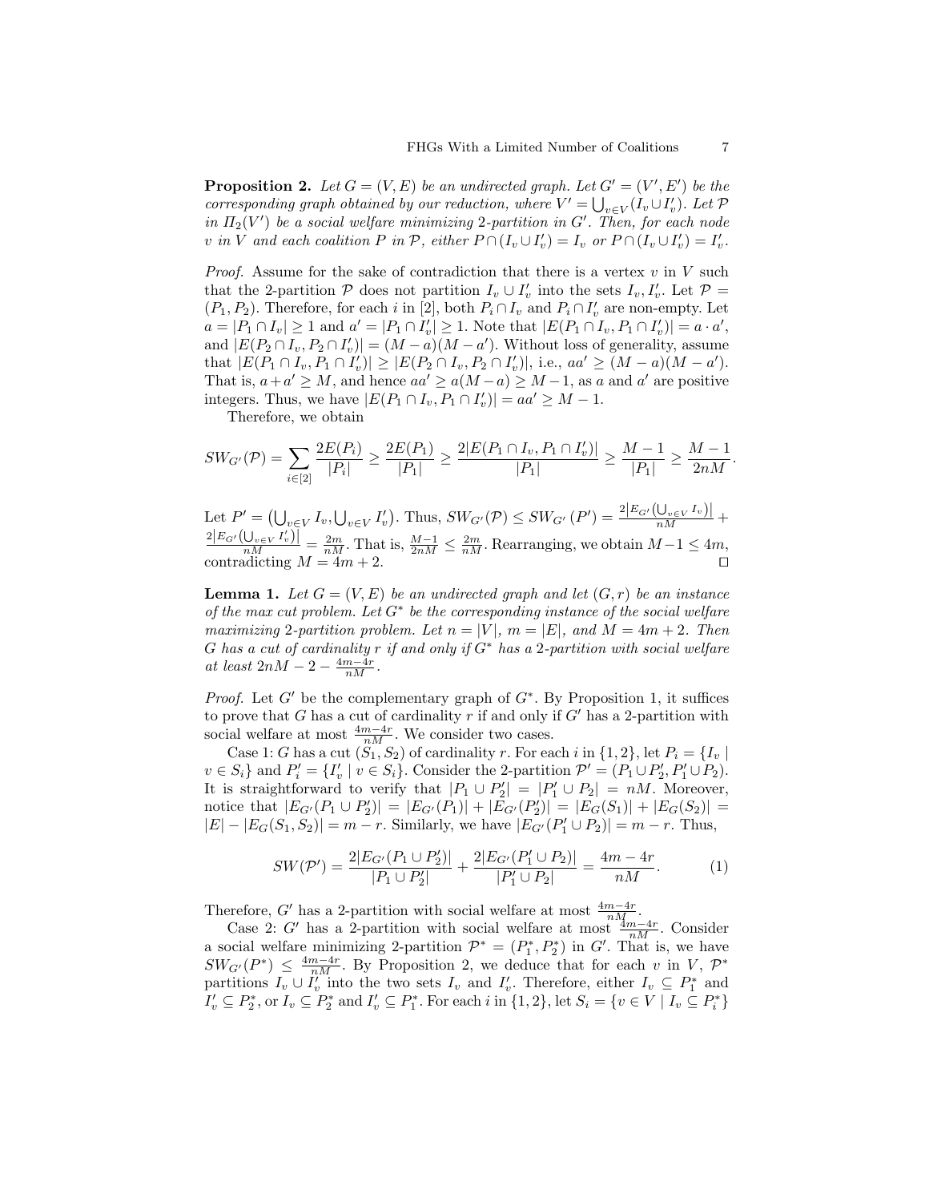**Proposition 2.** *Let $G = (V, E)$ be an undirected graph. Let $G' = (V', E')$ be the corresponding graph obtained by our reduction, where $V' = \bigcup_{v \in V}(I_v \cup I'_v)$. Let $\mathcal{P}$ in $\Pi_2(V')$ be a social welfare minimizing 2-partition in $G'$. Then, for each node $v$ in $V$ and each coalition $P$ in $\mathcal{P}$, either $P \cap (I_v \cup I'_v) = I_v$ or $P \cap (I_v \cup I'_v) = I'_v$.*

*Proof.* Assume for the sake of contradiction that there is a vertex $v$ in $V$ such that the 2-partition $\mathcal{P}$ does not partition $I_v \cup I'_v$ into the sets $I_v, I'_v$. Let $\mathcal{P} = (P_1, P_2)$. Therefore, for each $i$ in $[2]$, both $P_i \cap I_v$ and $P_i \cap I'_v$ are non-empty. Let $a = |P_1 \cap I_v| \geq 1$ and $a' = |P_1 \cap I'_v| \geq 1$. Note that $|E(P_1 \cap I_v, P_1 \cap I'_v)| = a \cdot a'$, and $|E(P_2 \cap I_v, P_2 \cap I'_v)| = (M - a)(M - a')$. Without loss of generality, assume that $|E(P_1 \cap I_v, P_1 \cap I'_v)| \geq |E(P_2 \cap I_v, P_2 \cap I'_v)|$, i.e., $aa' \geq (M - a)(M - a')$. That is, $a + a' \geq M$, and hence $aa' \geq a(M - a) \geq M - 1$, as $a$ and $a'$ are positive integers. Thus, we have $|E(P_1 \cap I_v, P_1 \cap I'_v)| = aa' \geq M - 1$.

Therefore, we obtain

$$SW_{G'}(\mathcal{P}) = \sum_{i \in [2]} \frac{2E(P_i)}{|P_i|} \geq \frac{2E(P_1)}{|P_1|} \geq \frac{2|E(P_1 \cap I_v, P_1 \cap I'_v)|}{|P_1|} \geq \frac{M-1}{|P_1|} \geq \frac{M-1}{2nM}.$$

Let $P' = \left(\bigcup_{v \in V} I_v, \bigcup_{v \in V} I'_v\right)$. Thus, $SW_{G'}(\mathcal{P}) \leq SW_{G'}(P') = \frac{2|E_{G'}(\bigcup_{v \in V} I_v)|}{nM} + \frac{2|E_{G'}(\bigcup_{v \in V} I'_v)|}{nM} = \frac{2m}{nM}$. That is, $\frac{M-1}{2nM} \leq \frac{2m}{nM}$. Rearranging, we obtain $M - 1 \leq 4m$, contradicting $M = 4m + 2$. $\square$

**Lemma 1.** *Let $G = (V, E)$ be an undirected graph and let $(G, r)$ be an instance of the max cut problem. Let $G^*$ be the corresponding instance of the social welfare maximizing 2-partition problem. Let $n = |V|$, $m = |E|$, and $M = 4m + 2$. Then $G$ has a cut of cardinality $r$ if and only if $G^*$ has a 2-partition with social welfare at least $2nM - 2 - \frac{4m-4r}{nM}$.*

*Proof.* Let $G'$ be the complementary graph of $G^*$. By Proposition 1, it suffices to prove that $G$ has a cut of cardinality $r$ if and only if $G'$ has a 2-partition with social welfare at most $\frac{4m-4r}{nM}$. We consider two cases.

Case 1: $G$ has a cut $(S_1, S_2)$ of cardinality $r$. For each $i$ in $\{1, 2\}$, let $P_i = \{I_v \mid v \in S_i\}$ and $P'_i = \{I'_v \mid v \in S_i\}$. Consider the 2-partition $\mathcal{P}' = (P_1 \cup P'_2, P'_1 \cup P_2)$. It is straightforward to verify that $|P_1 \cup P'_2| = |P'_1 \cup P_2| = nM$. Moreover, notice that $|E_{G'}(P_1 \cup P'_2)| = |E_{G'}(P_1)| + |E_{G'}(P'_2)| = |E_G(S_1)| + |E_G(S_2)| = |E| - |E_G(S_1, S_2)| = m - r$. Similarly, we have $|E_{G'}(P'_1 \cup P_2)| = m - r$. Thus,

$$SW(\mathcal{P}') = \frac{2|E_{G'}(P_1 \cup P'_2)|}{|P_1 \cup P'_2|} + \frac{2|E_{G'}(P'_1 \cup P_2)|}{|P'_1 \cup P_2|} = \frac{4m - 4r}{nM}. \tag{1}$$

Therefore, $G'$ has a 2-partition with social welfare at most $\frac{4m-4r}{nM}$.

Case 2: $G'$ has a 2-partition with social welfare at most $\frac{4m-4r}{nM}$. Consider a social welfare minimizing 2-partition $\mathcal{P}^* = (P^*_1, P^*_2)$ in $G'$. That is, we have $SW_{G'}(P^*) \leq \frac{4m-4r}{nM}$. By Proposition 2, we deduce that for each $v$ in $V$, $\mathcal{P}^*$ partitions $I_v \cup I'_v$ into the two sets $I_v$ and $I'_v$. Therefore, either $I_v \subseteq P^*_1$ and $I'_v \subseteq P^*_2$, or $I_v \subseteq P^*_2$ and $I'_v \subseteq P^*_1$. For each $i$ in $\{1, 2\}$, let $S_i = \{v \in V \mid I_v \subseteq P^*_i\}$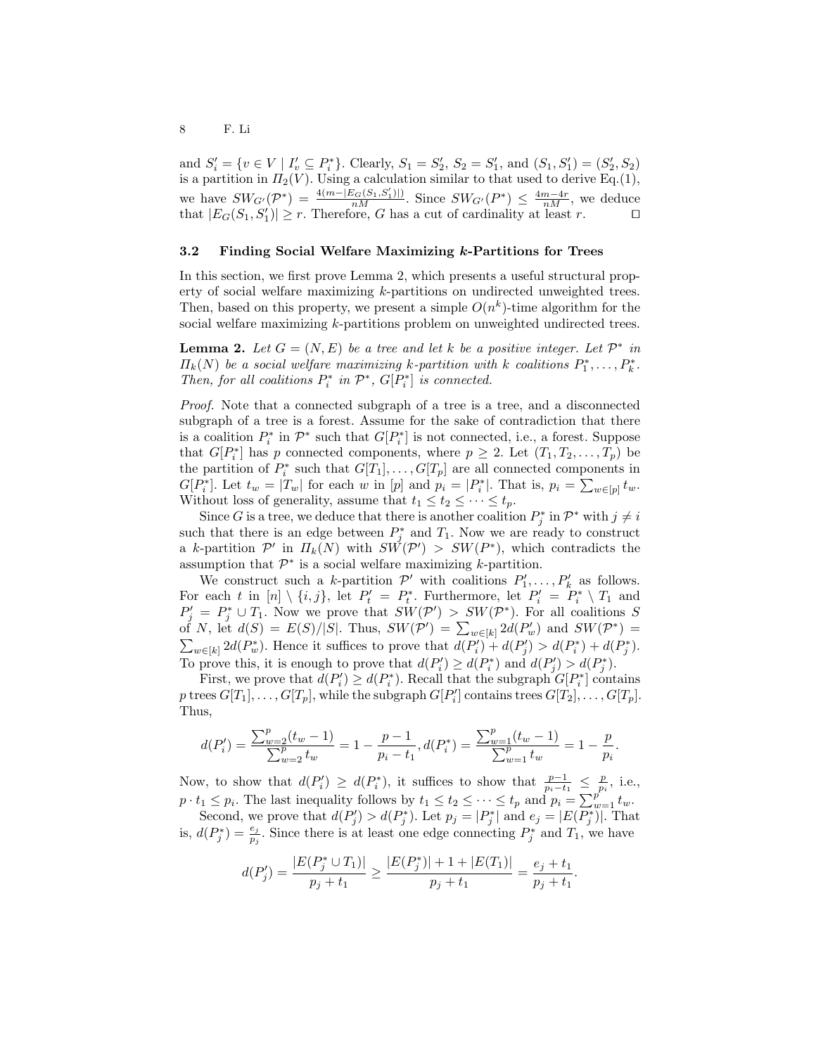and $S'_i = \{v \in V \mid I'_v \subseteq P^*_i\}$. Clearly, $S_1 = S'_2$, $S_2 = S'_1$, and $(S_1, S'_1) = (S'_2, S_2)$ is a partition in $\Pi_2(V)$. Using a calculation similar to that used to derive Eq.(1), we have $SW_{G'}(\mathcal{P}^*) = \frac{4(m - |E_G(S_1, S'_1)|)}{nM}$. Since $SW_{G'}(P^*) \leq \frac{4m-4r}{nM}$, we deduce that $|E_G(S_1, S'_1)| \geq r$. Therefore, $G$ has a cut of cardinality at least $r$. □

### 3.2 Finding Social Welfare Maximizing $k$-Partitions for Trees

In this section, we first prove Lemma 2, which presents a useful structural property of social welfare maximizing $k$-partitions on undirected unweighted trees. Then, based on this property, we present a simple $O(n^k)$-time algorithm for the social welfare maximizing $k$-partitions problem on unweighted undirected trees.

**Lemma 2.** *Let $G = (N, E)$ be a tree and let $k$ be a positive integer. Let $\mathcal{P}^*$ in $\Pi_k(N)$ be a social welfare maximizing $k$-partition with $k$ coalitions $P^*_1, \ldots, P^*_k$. Then, for all coalitions $P^*_i$ in $\mathcal{P}^*$, $G[P^*_i]$ is connected.*

*Proof.* Note that a connected subgraph of a tree is a tree, and a disconnected subgraph of a tree is a forest. Assume for the sake of contradiction that there is a coalition $P^*_i$ in $\mathcal{P}^*$ such that $G[P^*_i]$ is not connected, i.e., a forest. Suppose that $G[P^*_i]$ has $p$ connected components, where $p \geq 2$. Let $(T_1, T_2, \ldots, T_p)$ be the partition of $P^*_i$ such that $G[T_1], \ldots, G[T_p]$ are all connected components in $G[P^*_i]$. Let $t_w = |T_w|$ for each $w$ in $[p]$ and $p_i = |P^*_i|$. That is, $p_i = \sum_{w \in [p]} t_w$. Without loss of generality, assume that $t_1 \leq t_2 \leq \cdots \leq t_p$.

Since $G$ is a tree, we deduce that there is another coalition $P^*_j$ in $\mathcal{P}^*$ with $j \neq i$ such that there is an edge between $P^*_j$ and $T_1$. Now we are ready to construct a $k$-partition $\mathcal{P}'$ in $\Pi_k(N)$ with $SW(\mathcal{P}') > SW(P^*)$, which contradicts the assumption that $\mathcal{P}^*$ is a social welfare maximizing $k$-partition.

We construct such a $k$-partition $\mathcal{P}'$ with coalitions $P'_1, \ldots, P'_k$ as follows. For each $t$ in $[n] \setminus \{i, j\}$, let $P'_t = P^*_t$. Furthermore, let $P'_i = P^*_i \setminus T_1$ and $P'_j = P^*_j \cup T_1$. Now we prove that $SW(\mathcal{P}') > SW(\mathcal{P}^*)$. For all coalitions $S$ of $N$, let $d(S) = E(S)/|S|$. Thus, $SW(\mathcal{P}') = \sum_{w \in [k]} 2d(P'_w)$ and $SW(\mathcal{P}^*) = \sum_{w \in [k]} 2d(P^*_w)$. Hence it suffices to prove that $d(P'_i) + d(P'_j) > d(P^*_i) + d(P^*_j)$. To prove this, it is enough to prove that $d(P'_i) \geq d(P^*_i)$ and $d(P'_j) > d(P^*_j)$.

First, we prove that $d(P'_i) \geq d(P^*_i)$. Recall that the subgraph $G[P^*_i]$ contains $p$ trees $G[T_1], \ldots, G[T_p]$, while the subgraph $G[P'_i]$ contains trees $G[T_2], \ldots, G[T_p]$. Thus,

$$d(P'_i) = \frac{\sum_{w=2}^{p}(t_w - 1)}{\sum_{w=2}^{p} t_w} = 1 - \frac{p-1}{p_i - t_1}, d(P^*_i) = \frac{\sum_{w=1}^{p}(t_w - 1)}{\sum_{w=1}^{p} t_w} = 1 - \frac{p}{p_i}.$$

Now, to show that $d(P'_i) \geq d(P^*_i)$, it suffices to show that $\frac{p-1}{p_i - t_1} \leq \frac{p}{p_i}$, i.e., $p \cdot t_1 \leq p_i$. The last inequality follows by $t_1 \leq t_2 \leq \cdots \leq t_p$ and $p_i = \sum_{w=1}^{p} t_w$.

Second, we prove that $d(P'_j) > d(P^*_j)$. Let $p_j = |P^*_j|$ and $e_j = |E(P^*_j)|$. That is, $d(P^*_j) = \frac{e_j}{p_j}$. Since there is at least one edge connecting $P^*_j$ and $T_1$, we have

$$d(P'_j) = \frac{|E(P^*_j \cup T_1)|}{p_j + t_1} \geq \frac{|E(P^*_j)| + 1 + |E(T_1)|}{p_j + t_1} = \frac{e_j + t_1}{p_j + t_1}.$$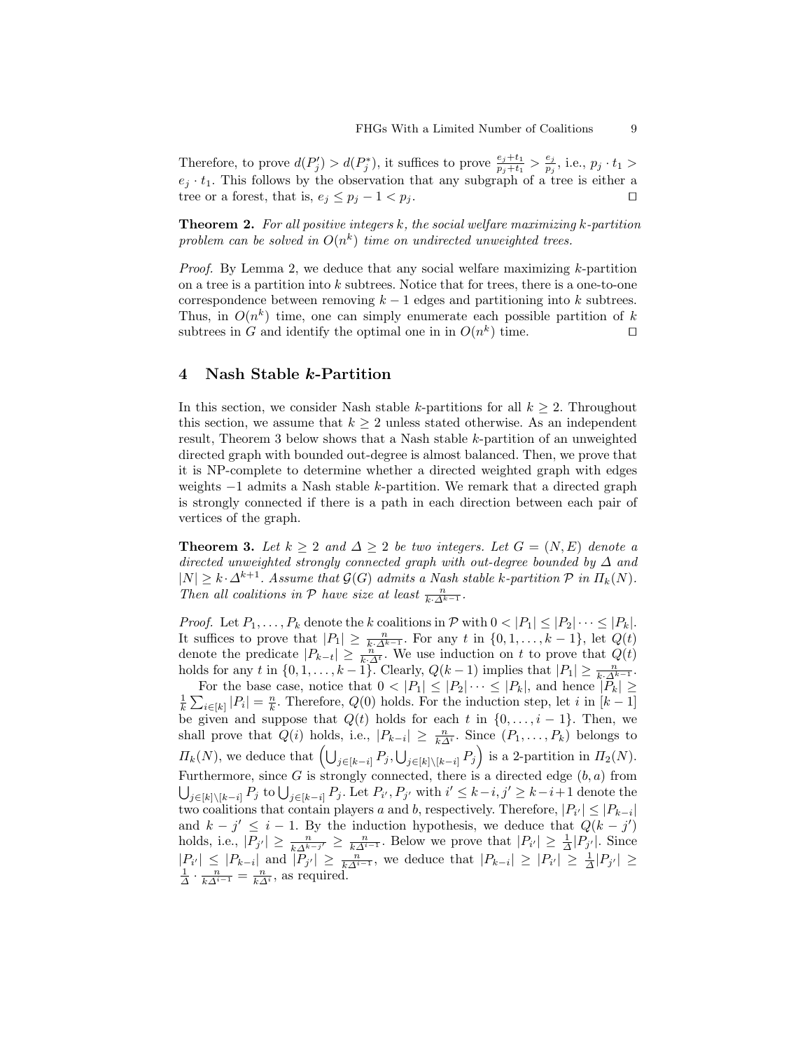Therefore, to prove $d(P_j') > d(P_j^*)$, it suffices to prove $\frac{e_j+t_1}{p_j+t_1} > \frac{e_j}{p_j}$, i.e., $p_j \cdot t_1 > e_j \cdot t_1$. This follows by the observation that any subgraph of a tree is either a tree or a forest, that is, $e_j \leq p_j - 1 < p_j$. ◻

**Theorem 2.** *For all positive integers $k$, the social welfare maximizing $k$-partition problem can be solved in $O(n^k)$ time on undirected unweighted trees.*

*Proof.* By Lemma 2, we deduce that any social welfare maximizing $k$-partition on a tree is a partition into $k$ subtrees. Notice that for trees, there is a one-to-one correspondence between removing $k-1$ edges and partitioning into $k$ subtrees. Thus, in $O(n^k)$ time, one can simply enumerate each possible partition of $k$ subtrees in $G$ and identify the optimal one in in $O(n^k)$ time. ◻

## 4 Nash Stable $k$-Partition

In this section, we consider Nash stable $k$-partitions for all $k \geq 2$. Throughout this section, we assume that $k \geq 2$ unless stated otherwise. As an independent result, Theorem 3 below shows that a Nash stable $k$-partition of an unweighted directed graph with bounded out-degree is almost balanced. Then, we prove that it is NP-complete to determine whether a directed weighted graph with edges weights $-1$ admits a Nash stable $k$-partition. We remark that a directed graph is strongly connected if there is a path in each direction between each pair of vertices of the graph.

**Theorem 3.** *Let $k \geq 2$ and $\Delta \geq 2$ be two integers. Let $G = (N, E)$ denote a directed unweighted strongly connected graph with out-degree bounded by $\Delta$ and $|N| \geq k \cdot \Delta^{k+1}$. Assume that $\mathcal{G}(G)$ admits a Nash stable $k$-partition $\mathcal{P}$ in $\Pi_k(N)$. Then all coalitions in $\mathcal{P}$ have size at least $\frac{n}{k \cdot \Delta^{k-1}}$.*

*Proof.* Let $P_1, \dots, P_k$ denote the $k$ coalitions in $\mathcal{P}$ with $0 < |P_1| \leq |P_2| \cdots \leq |P_k|$. It suffices to prove that $|P_1| \geq \frac{n}{k \cdot \Delta^{k-1}}$. For any $t$ in $\{0, 1, \dots, k-1\}$, let $Q(t)$ denote the predicate $|P_{k-t}| \geq \frac{n}{k \cdot \Delta^t}$. We use induction on $t$ to prove that $Q(t)$ holds for any $t$ in $\{0, 1, \dots, k-1\}$. Clearly, $Q(k-1)$ implies that $|P_1| \geq \frac{n}{k \cdot \Delta^{k-1}}$.

For the base case, notice that $0 < |P_1| \leq |P_2| \cdots \leq |P_k|$, and hence $|P_k| \geq \frac{1}{k} \sum_{i \in [k]} |P_i| = \frac{n}{k}$. Therefore, $Q(0)$ holds. For the induction step, let $i$ in $[k-1]$ be given and suppose that $Q(t)$ holds for each $t$ in $\{0, \dots, i-1\}$. Then, we shall prove that $Q(i)$ holds, i.e., $|P_{k-i}| \geq \frac{n}{k\Delta^i}$. Since $(P_1, \dots, P_k)$ belongs to $\Pi_k(N)$, we deduce that $\left(\bigcup_{j \in [k-i]} P_j, \bigcup_{j \in [k] \setminus [k-i]} P_j\right)$ is a 2-partition in $\Pi_2(N)$. Furthermore, since $G$ is strongly connected, there is a directed edge $(b, a)$ from $\bigcup_{j \in [k] \setminus [k-i]} P_j$ to $\bigcup_{j \in [k-i]} P_j$. Let $P_{i'}, P_{j'}$ with $i' \leq k-i, j' \geq k-i+1$ denote the two coalitions that contain players $a$ and $b$, respectively. Therefore, $|P_{i'}| \leq |P_{k-i}|$ and $k - j' \leq i - 1$. By the induction hypothesis, we deduce that $Q(k-j')$ holds, i.e., $|P_{j'}| \geq \frac{n}{k\Delta^{k-j'}} \geq \frac{n}{k\Delta^{i-1}}$. Below we prove that $|P_{i'}| \geq \frac{1}{\Delta}|P_{j'}|$. Since $|P_{i'}| \leq |P_{k-i}|$ and $|P_{j'}| \geq \frac{n}{k\Delta^{i-1}}$, we deduce that $|P_{k-i}| \geq |P_{i'}| \geq \frac{1}{\Delta}|P_{j'}| \geq \frac{1}{\Delta} \cdot \frac{n}{k\Delta^{i-1}} = \frac{n}{k\Delta^i}$, as required.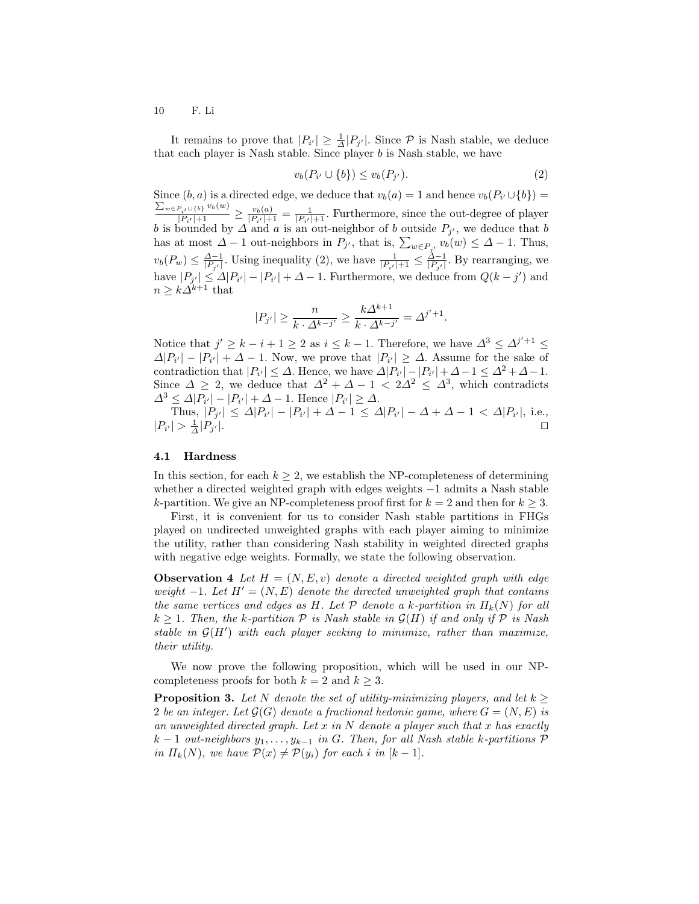It remains to prove that $|P_{i'}| \geq \frac{1}{\Delta}|P_{j'}|$. Since $\mathcal{P}$ is Nash stable, we deduce that each player is Nash stable. Since player $b$ is Nash stable, we have

$$v_b(P_{i'} \cup \{b\}) \leq v_b(P_{j'}). \tag{2}$$

Since $(b, a)$ is a directed edge, we deduce that $v_b(a) = 1$ and hence $v_b(P_{i'} \cup \{b\}) = \frac{\sum_{w \in P_{i'} \cup \{b\}} v_b(w)}{|P_{i'}|+1} \geq \frac{v_b(a)}{|P_{i'}|+1} = \frac{1}{|P_{i'}|+1}$. Furthermore, since the out-degree of player $b$ is bounded by $\Delta$ and $a$ is an out-neighbor of $b$ outside $P_{j'}$, we deduce that $b$ has at most $\Delta - 1$ out-neighbors in $P_{j'}$, that is, $\sum_{w \in P_{j'}} v_b(w) \leq \Delta - 1$. Thus, $v_b(P_w) \leq \frac{\Delta-1}{|P_{j'}|}$. Using inequality (2), we have $\frac{1}{|P_{i'}|+1} \leq \frac{\Delta-1}{|P_{j'}|}$. By rearranging, we have $|P_{j'}| \leq \Delta|P_{i'}| - |P_{i'}| + \Delta - 1$. Furthermore, we deduce from $Q(k - j')$ and $n \geq k\Delta^{k+1}$ that

$$|P_{j'}| \geq \frac{n}{k \cdot \Delta^{k-j'}} \geq \frac{k\Delta^{k+1}}{k \cdot \Delta^{k-j'}} = \Delta^{j'+1}.$$

Notice that $j' \geq k - i + 1 \geq 2$ as $i \leq k - 1$. Therefore, we have $\Delta^3 \leq \Delta^{j'+1} \leq \Delta|P_{i'}| - |P_{i'}| + \Delta - 1$. Now, we prove that $|P_{i'}| \geq \Delta$. Assume for the sake of contradiction that $|P_{i'}| \leq \Delta$. Hence, we have $\Delta|P_{i'}| - |P_{i'}| + \Delta - 1 \leq \Delta^2 + \Delta - 1$. Since $\Delta \geq 2$, we deduce that $\Delta^2 + \Delta - 1 < 2\Delta^2 \leq \Delta^3$, which contradicts $\Delta^3 \leq \Delta|P_{i'}| - |P_{i'}| + \Delta - 1$. Hence $|P_{i'}| \geq \Delta$.

Thus, $|P_{j'}| \leq \Delta|P_{i'}| - |P_{i'}| + \Delta - 1 \leq \Delta|P_{i'}| - \Delta + \Delta - 1 < \Delta|P_{i'}|$, i.e., $|P_{i'}| > \frac{1}{\Delta}|P_{j'}|$. ◻

### 4.1 Hardness

In this section, for each $k \geq 2$, we establish the NP-completeness of determining whether a directed weighted graph with edges weights $-1$ admits a Nash stable $k$-partition. We give an NP-completeness proof first for $k = 2$ and then for $k \geq 3$.

First, it is convenient for us to consider Nash stable partitions in FHGs played on undirected unweighted graphs with each player aiming to minimize the utility, rather than considering Nash stability in weighted directed graphs with negative edge weights. Formally, we state the following observation.

**Observation 4** *Let $H = (N, E, v)$ denote a directed weighted graph with edge weight $-1$. Let $H' = (N, E)$ denote the directed unweighted graph that contains the same vertices and edges as $H$. Let $\mathcal{P}$ denote a $k$-partition in $\Pi_k(N)$ for all $k \geq 1$. Then, the $k$-partition $\mathcal{P}$ is Nash stable in $\mathcal{G}(H)$ if and only if $\mathcal{P}$ is Nash stable in $\mathcal{G}(H')$ with each player seeking to minimize, rather than maximize, their utility.*

We now prove the following proposition, which will be used in our NP-completeness proofs for both $k = 2$ and $k \geq 3$.

**Proposition 3.** *Let $N$ denote the set of utility-minimizing players, and let $k \geq 2$ be an integer. Let $\mathcal{G}(G)$ denote a fractional hedonic game, where $G = (N, E)$ is an unweighted directed graph. Let $x$ in $N$ denote a player such that $x$ has exactly $k - 1$ out-neighbors $y_1, \ldots, y_{k-1}$ in $G$. Then, for all Nash stable $k$-partitions $\mathcal{P}$ in $\Pi_k(N)$, we have $\mathcal{P}(x) \neq \mathcal{P}(y_i)$ for each $i$ in $[k - 1]$.*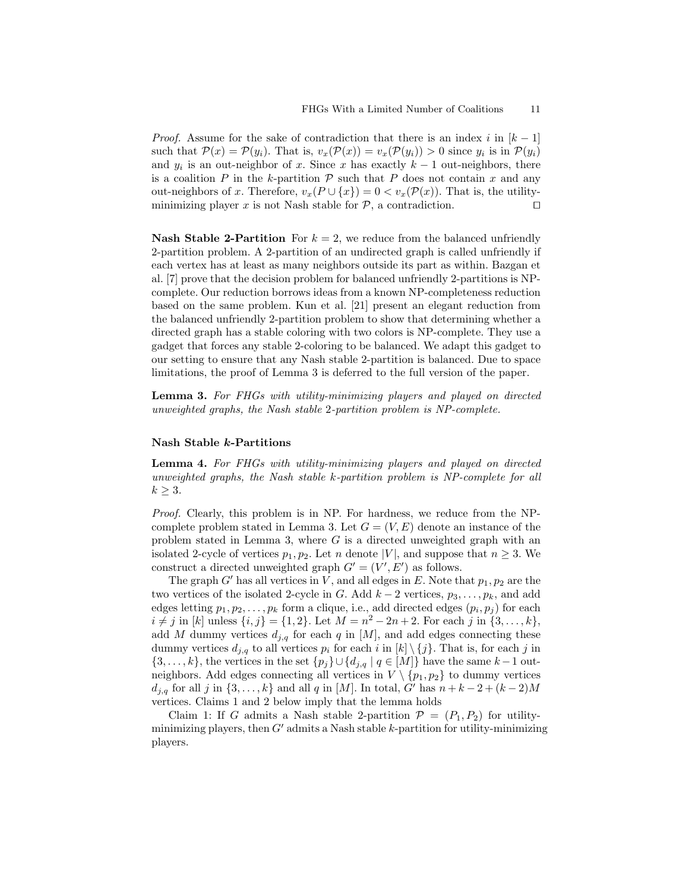*Proof.* Assume for the sake of contradiction that there is an index $i$ in $[k-1]$ such that $\mathcal{P}(x) = \mathcal{P}(y_i)$. That is, $v_x(\mathcal{P}(x)) = v_x(\mathcal{P}(y_i)) > 0$ since $y_i$ is in $\mathcal{P}(y_i)$ and $y_i$ is an out-neighbor of $x$. Since $x$ has exactly $k-1$ out-neighbors, there is a coalition $P$ in the $k$-partition $\mathcal{P}$ such that $P$ does not contain $x$ and any out-neighbors of $x$. Therefore, $v_x(P \cup \{x\}) = 0 < v_x(\mathcal{P}(x))$. That is, the utility-minimizing player $x$ is not Nash stable for $\mathcal{P}$, a contradiction. ⊓⊔

**Nash Stable 2-Partition** For $k = 2$, we reduce from the balanced unfriendly 2-partition problem. A 2-partition of an undirected graph is called unfriendly if each vertex has at least as many neighbors outside its part as within. Bazgan et al. [7] prove that the decision problem for balanced unfriendly 2-partitions is NP-complete. Our reduction borrows ideas from a known NP-completeness reduction based on the same problem. Kun et al. [21] present an elegant reduction from the balanced unfriendly 2-partition problem to show that determining whether a directed graph has a stable coloring with two colors is NP-complete. They use a gadget that forces any stable 2-coloring to be balanced. We adapt this gadget to our setting to ensure that any Nash stable 2-partition is balanced. Due to space limitations, the proof of Lemma 3 is deferred to the full version of the paper.

**Lemma 3.** *For FHGs with utility-minimizing players and played on directed unweighted graphs, the Nash stable* 2*-partition problem is NP-complete.*

#### Nash Stable $k$-Partitions

**Lemma 4.** *For FHGs with utility-minimizing players and played on directed unweighted graphs, the Nash stable $k$-partition problem is NP-complete for all $k \geq 3$.*

*Proof.* Clearly, this problem is in NP. For hardness, we reduce from the NP-complete problem stated in Lemma 3. Let $G = (V, E)$ denote an instance of the problem stated in Lemma 3, where $G$ is a directed unweighted graph with an isolated 2-cycle of vertices $p_1, p_2$. Let $n$ denote $|V|$, and suppose that $n \geq 3$. We construct a directed unweighted graph $G' = (V', E')$ as follows.

The graph $G'$ has all vertices in $V$, and all edges in $E$. Note that $p_1, p_2$ are the two vertices of the isolated 2-cycle in $G$. Add $k-2$ vertices, $p_3, \ldots, p_k$, and add edges letting $p_1, p_2, \ldots, p_k$ form a clique, i.e., add directed edges $(p_i, p_j)$ for each $i \neq j$ in $[k]$ unless $\{i, j\} = \{1, 2\}$. Let $M = n^2 - 2n + 2$. For each $j$ in $\{3, \ldots, k\}$, add $M$ dummy vertices $d_{j,q}$ for each $q$ in $[M]$, and add edges connecting these dummy vertices $d_{j,q}$ to all vertices $p_i$ for each $i$ in $[k] \setminus \{j\}$. That is, for each $j$ in $\{3, \ldots, k\}$, the vertices in the set $\{p_j\} \cup \{d_{j,q} \mid q \in [M]\}$ have the same $k-1$ out-neighbors. Add edges connecting all vertices in $V \setminus \{p_1, p_2\}$ to dummy vertices $d_{j,q}$ for all $j$ in $\{3, \ldots, k\}$ and all $q$ in $[M]$. In total, $G'$ has $n + k - 2 + (k-2)M$ vertices. Claims 1 and 2 below imply that the lemma holds

Claim 1: If $G$ admits a Nash stable 2-partition $\mathcal{P} = (P_1, P_2)$ for utility-minimizing players, then $G'$ admits a Nash stable $k$-partition for utility-minimizing players.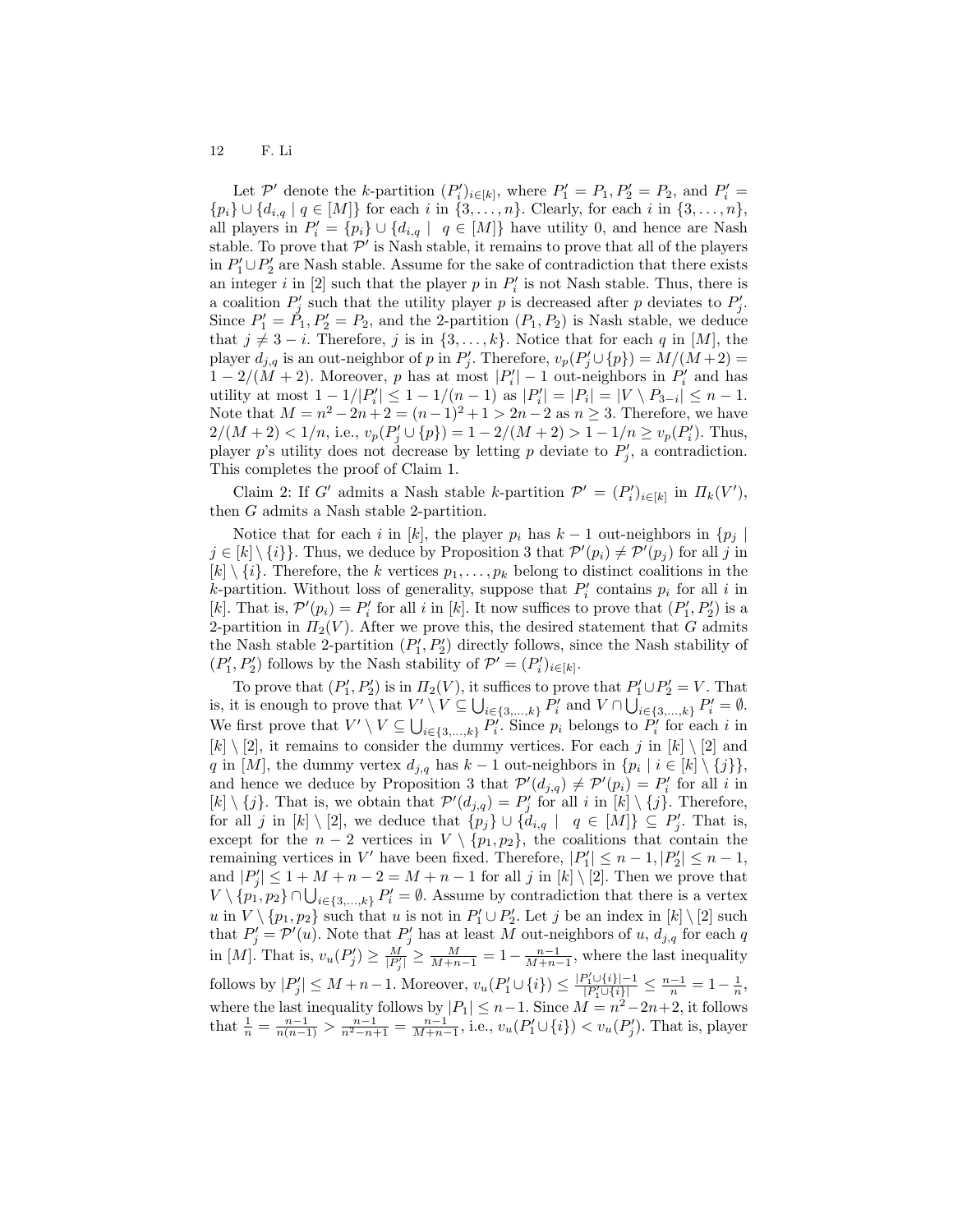Let $\mathcal{P}'$ denote the $k$-partition $(P'_i)_{i\in[k]}$, where $P'_1 = P_1, P'_2 = P_2$, and $P'_i = \{p_i\} \cup \{d_{i,q} \mid q \in [M]\}$ for each $i$ in $\{3,\ldots,n\}$. Clearly, for each $i$ in $\{3,\ldots,n\}$, all players in $P'_i = \{p_i\} \cup \{d_{i,q} \mid \ q \in [M]\}$ have utility 0, and hence are Nash stable. To prove that $\mathcal{P}'$ is Nash stable, it remains to prove that all of the players in $P'_1 \cup P'_2$ are Nash stable. Assume for the sake of contradiction that there exists an integer $i$ in $[2]$ such that the player $p$ in $P'_i$ is not Nash stable. Thus, there is a coalition $P'_j$ such that the utility player $p$ is decreased after $p$ deviates to $P'_j$. Since $P'_1 = P_1, P'_2 = P_2$, and the 2-partition $(P_1, P_2)$ is Nash stable, we deduce that $j \neq 3-i$. Therefore, $j$ is in $\{3,\ldots,k\}$. Notice that for each $q$ in $[M]$, the player $d_{j,q}$ is an out-neighbor of $p$ in $P'_j$. Therefore, $v_p(P'_j \cup \{p\}) = M/(M+2) = 1 - 2/(M+2)$. Moreover, $p$ has at most $|P'_i| - 1$ out-neighbors in $P'_i$ and has utility at most $1 - 1/|P'_i| \leq 1 - 1/(n-1)$ as $|P'_i| = |P_i| = |V \setminus P_{3-i}| \leq n-1$. Note that $M = n^2 - 2n + 2 = (n-1)^2 + 1 > 2n - 2$ as $n \geq 3$. Therefore, we have $2/(M+2) < 1/n$, i.e., $v_p(P'_j \cup \{p\}) = 1 - 2/(M+2) > 1 - 1/n \geq v_p(P'_i)$. Thus, player $p$'s utility does not decrease by letting $p$ deviate to $P'_j$, a contradiction. This completes the proof of Claim 1.

Claim 2: If $G'$ admits a Nash stable $k$-partition $\mathcal{P}' = (P'_i)_{i\in[k]}$ in $\Pi_k(V')$, then $G$ admits a Nash stable 2-partition.

Notice that for each $i$ in $[k]$, the player $p_i$ has $k-1$ out-neighbors in $\{p_j \mid j \in [k] \setminus \{i\}\}$. Thus, we deduce by Proposition 3 that $\mathcal{P}'(p_i) \neq \mathcal{P}'(p_j)$ for all $j$ in $[k] \setminus \{i\}$. Therefore, the $k$ vertices $p_1,\ldots,p_k$ belong to distinct coalitions in the $k$-partition. Without loss of generality, suppose that $P'_i$ contains $p_i$ for all $i$ in $[k]$. That is, $\mathcal{P}'(p_i) = P'_i$ for all $i$ in $[k]$. It now suffices to prove that $(P'_1, P'_2)$ is a 2-partition in $\Pi_2(V)$. After we prove this, the desired statement that $G$ admits the Nash stable 2-partition $(P'_1, P'_2)$ directly follows, since the Nash stability of $(P'_1, P'_2)$ follows by the Nash stability of $\mathcal{P}' = (P'_i)_{i\in[k]}$.

To prove that $(P'_1, P'_2)$ is in $\Pi_2(V)$, it suffices to prove that $P'_1 \cup P'_2 = V$. That is, it is enough to prove that $V' \setminus V \subseteq \bigcup_{i\in\{3,\ldots,k\}} P'_i$ and $V \cap \bigcup_{i\in\{3,\ldots,k\}} P'_i = \emptyset$. We first prove that $V' \setminus V \subseteq \bigcup_{i\in\{3,\ldots,k\}} P'_i$. Since $p_i$ belongs to $P'_i$ for each $i$ in $[k] \setminus [2]$, it remains to consider the dummy vertices. For each $j$ in $[k] \setminus [2]$ and $q$ in $[M]$, the dummy vertex $d_{j,q}$ has $k-1$ out-neighbors in $\{p_i \mid i \in [k] \setminus \{j\}\}$, and hence we deduce by Proposition 3 that $\mathcal{P}'(d_{j,q}) \neq \mathcal{P}'(p_i) = P'_i$ for all $i$ in $[k] \setminus \{j\}$. That is, we obtain that $\mathcal{P}'(d_{j,q}) = P'_j$ for all $i$ in $[k] \setminus \{j\}$. Therefore, for all $j$ in $[k] \setminus [2]$, we deduce that $\{p_j\} \cup \{d_{i,q} \mid \ q \in [M]\} \subseteq P'_j$. That is, except for the $n-2$ vertices in $V \setminus \{p_1, p_2\}$, the coalitions that contain the remaining vertices in $V'$ have been fixed. Therefore, $|P'_1| \leq n-1, |P'_2| \leq n-1$, and $|P'_j| \leq 1 + M + n - 2 = M + n - 1$ for all $j$ in $[k] \setminus [2]$. Then we prove that $V \setminus \{p_1, p_2\} \cap \bigcup_{i\in\{3,\ldots,k\}} P'_i = \emptyset$. Assume by contradiction that there is a vertex $u$ in $V \setminus \{p_1, p_2\}$ such that $u$ is not in $P'_1 \cup P'_2$. Let $j$ be an index in $[k] \setminus [2]$ such that $P'_j = \mathcal{P}'(u)$. Note that $P'_j$ has at least $M$ out-neighbors of $u$, $d_{j,q}$ for each $q$ in $[M]$. That is, $v_u(P'_j) \geq \frac{M}{|P'_j|} \geq \frac{M}{M+n-1} = 1 - \frac{n-1}{M+n-1}$, where the last inequality follows by $|P'_j| \leq M + n - 1$. Moreover, $v_u(P'_1 \cup \{i\}) \leq \frac{|P'_1 \cup \{i\}| - 1}{|P'_1 \cup \{i\}|} \leq \frac{n-1}{n} = 1 - \frac{1}{n}$, where the last inequality follows by $|P_1| \leq n-1$. Since $M = n^2 - 2n + 2$, it follows that $\frac{1}{n} = \frac{n-1}{n(n-1)} > \frac{n-1}{n^2-n+1} = \frac{n-1}{M+n-1}$, i.e., $v_u(P'_1 \cup \{i\}) < v_u(P'_j)$. That is, player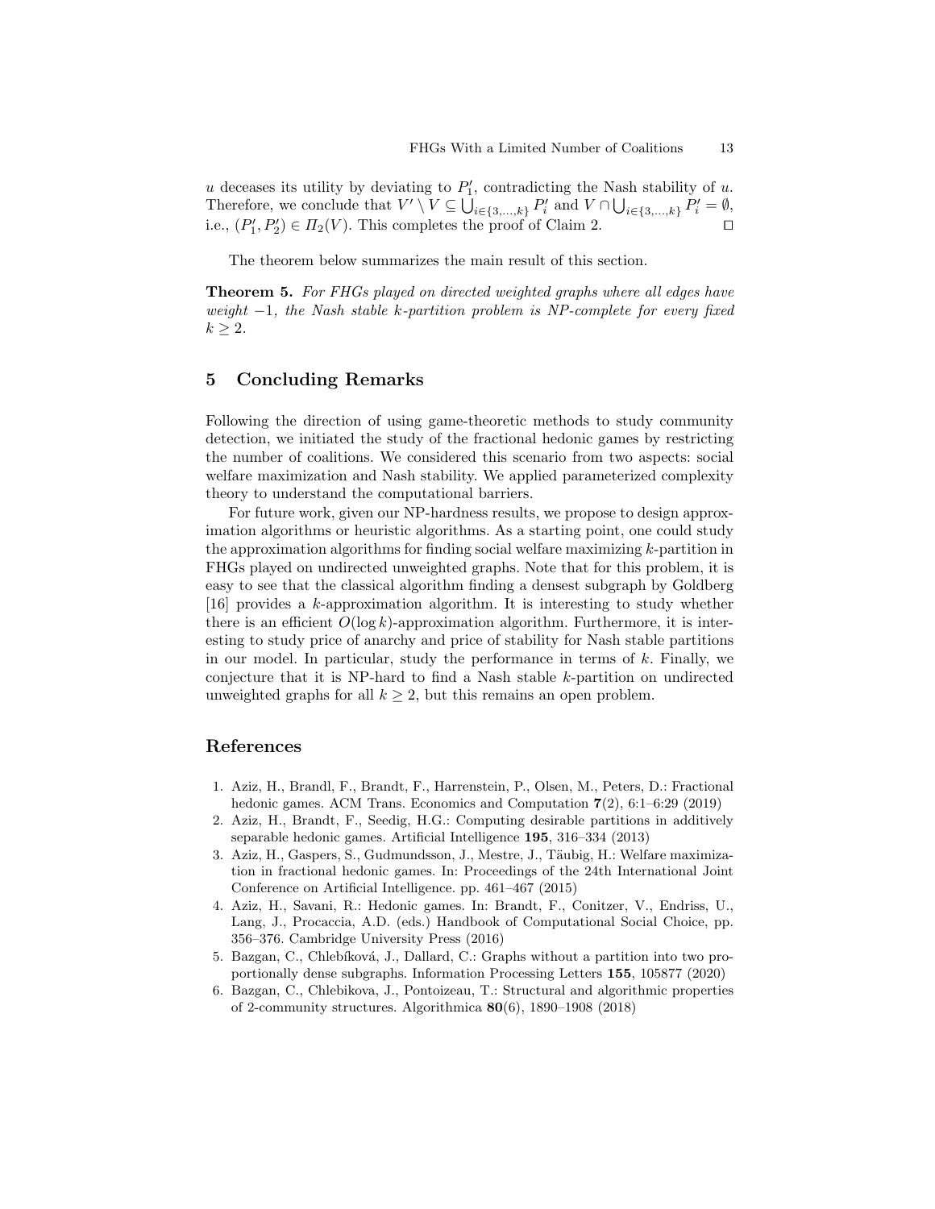$u$ deceases its utility by deviating to $P'_1$, contradicting the Nash stability of $u$. Therefore, we conclude that $V' \setminus V \subseteq \bigcup_{i \in \{3,\ldots,k\}} P'_i$ and $V \cap \bigcup_{i \in \{3,\ldots,k\}} P'_i = \emptyset$, i.e., $(P'_1, P'_2) \in \Pi_2(V)$. This completes the proof of Claim 2. $\square$

The theorem below summarizes the main result of this section.

**Theorem 5.** *For FHGs played on directed weighted graphs where all edges have weight $-1$, the Nash stable $k$-partition problem is NP-complete for every fixed $k \geq 2$.*

## 5 Concluding Remarks

Following the direction of using game-theoretic methods to study community detection, we initiated the study of the fractional hedonic games by restricting the number of coalitions. We considered this scenario from two aspects: social welfare maximization and Nash stability. We applied parameterized complexity theory to understand the computational barriers.

For future work, given our NP-hardness results, we propose to design approximation algorithms or heuristic algorithms. As a starting point, one could study the approximation algorithms for finding social welfare maximizing $k$-partition in FHGs played on undirected unweighted graphs. Note that for this problem, it is easy to see that the classical algorithm finding a densest subgraph by Goldberg [16] provides a $k$-approximation algorithm. It is interesting to study whether there is an efficient $O(\log k)$-approximation algorithm. Furthermore, it is interesting to study price of anarchy and price of stability for Nash stable partitions in our model. In particular, study the performance in terms of $k$. Finally, we conjecture that it is NP-hard to find a Nash stable $k$-partition on undirected unweighted graphs for all $k \geq 2$, but this remains an open problem.

## References

1. Aziz, H., Brandl, F., Brandt, F., Harrenstein, P., Olsen, M., Peters, D.: Fractional hedonic games. ACM Trans. Economics and Computation **7**(2), 6:1–6:29 (2019)
2. Aziz, H., Brandt, F., Seedig, H.G.: Computing desirable partitions in additively separable hedonic games. Artificial Intelligence **195**, 316–334 (2013)
3. Aziz, H., Gaspers, S., Gudmundsson, J., Mestre, J., Täubig, H.: Welfare maximization in fractional hedonic games. In: Proceedings of the 24th International Joint Conference on Artificial Intelligence. pp. 461–467 (2015)
4. Aziz, H., Savani, R.: Hedonic games. In: Brandt, F., Conitzer, V., Endriss, U., Lang, J., Procaccia, A.D. (eds.) Handbook of Computational Social Choice, pp. 356–376. Cambridge University Press (2016)
5. Bazgan, C., Chlebíková, J., Dallard, C.: Graphs without a partition into two proportionally dense subgraphs. Information Processing Letters **155**, 105877 (2020)
6. Bazgan, C., Chlebikova, J., Pontoizeau, T.: Structural and algorithmic properties of 2-community structures. Algorithmica **80**(6), 1890–1908 (2018)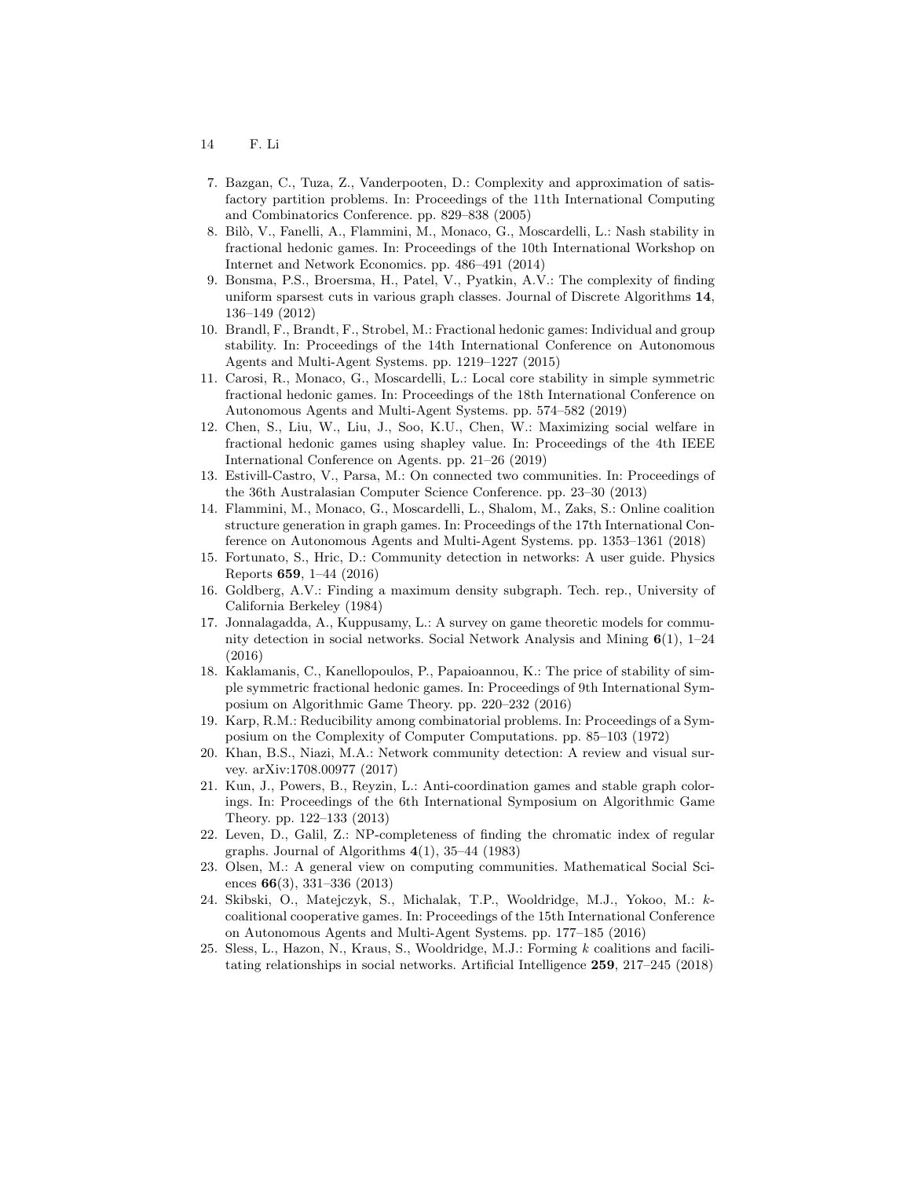7. Bazgan, C., Tuza, Z., Vanderpooten, D.: Complexity and approximation of satisfactory partition problems. In: Proceedings of the 11th International Computing and Combinatorics Conference. pp. 829–838 (2005)
8. Bilò, V., Fanelli, A., Flammini, M., Monaco, G., Moscardelli, L.: Nash stability in fractional hedonic games. In: Proceedings of the 10th International Workshop on Internet and Network Economics. pp. 486–491 (2014)
9. Bonsma, P.S., Broersma, H., Patel, V., Pyatkin, A.V.: The complexity of finding uniform sparsest cuts in various graph classes. Journal of Discrete Algorithms **14**, 136–149 (2012)
10. Brandl, F., Brandt, F., Strobel, M.: Fractional hedonic games: Individual and group stability. In: Proceedings of the 14th International Conference on Autonomous Agents and Multi-Agent Systems. pp. 1219–1227 (2015)
11. Carosi, R., Monaco, G., Moscardelli, L.: Local core stability in simple symmetric fractional hedonic games. In: Proceedings of the 18th International Conference on Autonomous Agents and Multi-Agent Systems. pp. 574–582 (2019)
12. Chen, S., Liu, W., Liu, J., Soo, K.U., Chen, W.: Maximizing social welfare in fractional hedonic games using shapley value. In: Proceedings of the 4th IEEE International Conference on Agents. pp. 21–26 (2019)
13. Estivill-Castro, V., Parsa, M.: On connected two communities. In: Proceedings of the 36th Australasian Computer Science Conference. pp. 23–30 (2013)
14. Flammini, M., Monaco, G., Moscardelli, L., Shalom, M., Zaks, S.: Online coalition structure generation in graph games. In: Proceedings of the 17th International Conference on Autonomous Agents and Multi-Agent Systems. pp. 1353–1361 (2018)
15. Fortunato, S., Hric, D.: Community detection in networks: A user guide. Physics Reports **659**, 1–44 (2016)
16. Goldberg, A.V.: Finding a maximum density subgraph. Tech. rep., University of California Berkeley (1984)
17. Jonnalagadda, A., Kuppusamy, L.: A survey on game theoretic models for community detection in social networks. Social Network Analysis and Mining **6**(1), 1–24 (2016)
18. Kaklamanis, C., Kanellopoulos, P., Papaioannou, K.: The price of stability of simple symmetric fractional hedonic games. In: Proceedings of 9th International Symposium on Algorithmic Game Theory. pp. 220–232 (2016)
19. Karp, R.M.: Reducibility among combinatorial problems. In: Proceedings of a Symposium on the Complexity of Computer Computations. pp. 85–103 (1972)
20. Khan, B.S., Niazi, M.A.: Network community detection: A review and visual survey. arXiv:1708.00977 (2017)
21. Kun, J., Powers, B., Reyzin, L.: Anti-coordination games and stable graph colorings. In: Proceedings of the 6th International Symposium on Algorithmic Game Theory. pp. 122–133 (2013)
22. Leven, D., Galil, Z.: NP-completeness of finding the chromatic index of regular graphs. Journal of Algorithms **4**(1), 35–44 (1983)
23. Olsen, M.: A general view on computing communities. Mathematical Social Sciences **66**(3), 331–336 (2013)
24. Skibski, O., Matejczyk, S., Michalak, T.P., Wooldridge, M.J., Yokoo, M.: $k$-coalitional cooperative games. In: Proceedings of the 15th International Conference on Autonomous Agents and Multi-Agent Systems. pp. 177–185 (2016)
25. Sless, L., Hazon, N., Kraus, S., Wooldridge, M.J.: Forming $k$ coalitions and facilitating relationships in social networks. Artificial Intelligence **259**, 217–245 (2018)